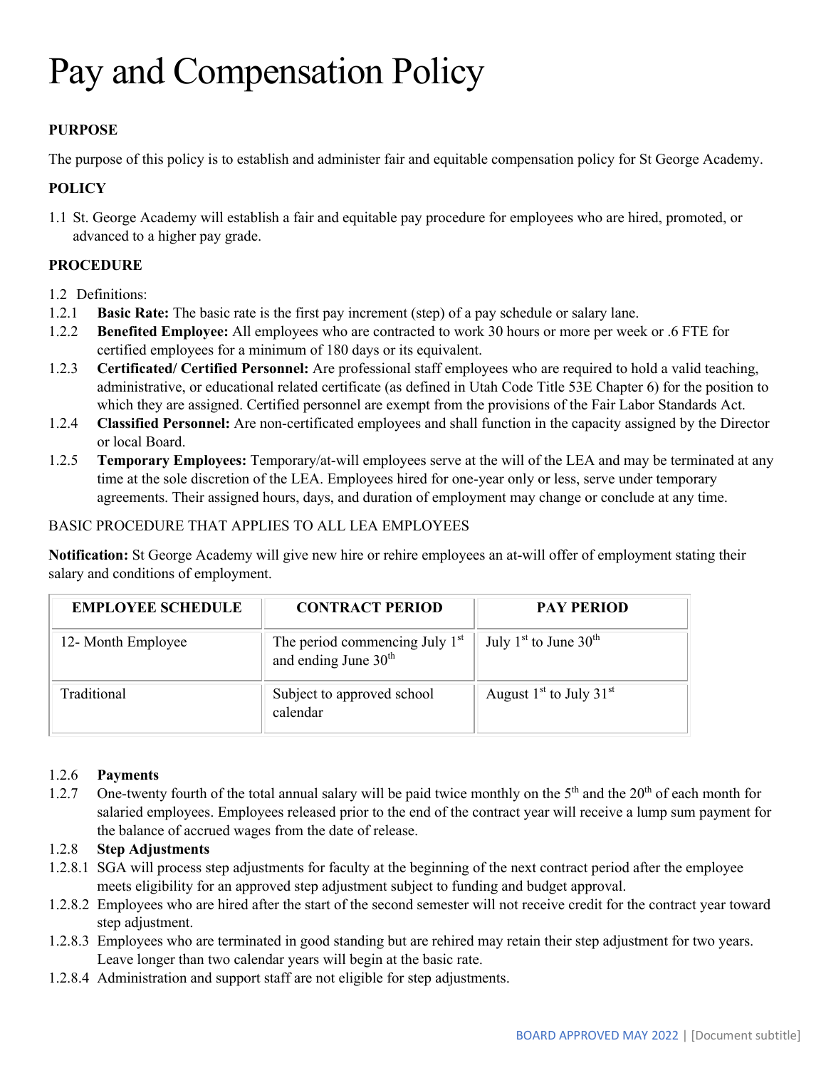# Pay and Compensation Policy

**PURPOSE**

The purpose of this policy is to establish and administer fair and equitable compensation policy for St George Academy.

**POLICY**

1.1 St. George Academy will establish a fair and equitable pay procedure for employees who are hired, promoted, or advanced to a higher pay grade.

**PROCEDURE**

1.2 Definitions:

1.2.1 **Basic Rate:** The basic rate is the first pay increment (step) of a pay schedule or salary lane.

1.2.2 **Benefited Employee:** All employees who are contracted to work 30 hours or more per week or .6 FTE for certified employees for a minimum of 180 days or its equivalent.

1.2.3 **Certificated/ Certified Personnel:** Are professional staff employees who are required to hold a valid teaching, administrative, or educational related certificate (as defined in Utah Code Title 53E Chapter 6) for the position to which they are assigned. Certified personnel are exempt from the provisions of the Fair Labor Standards Act.

1.2.4 **Classified Personnel:** Are non-certificated employees and shall function in the capacity assigned by the Director or local Board.

1.2.5 **Temporary Employees:** Temporary/at-will employees serve at the will of the LEA and may be terminated at any time at the sole discretion of the LEA. Employees hired for one-year only or less, serve under temporary agreements. Their assigned hours, days, and duration of employment may change or conclude at any time.

BASIC PROCEDURE THAT APPLIES TO ALL LEA EMPLOYEES

**Notification:** St George Academy will give new hire or rehire employees an at-will offer of employment stating their salary and conditions of employment.

| EMPLOYEE SCHEDULE | CONTRACT PERIOD | PAY PERIOD |
|---|---|---|
| 12- Month Employee | The period commencing July 1st and ending June 30th | July 1st to June 30th |
| Traditional | Subject to approved school calendar | August 1st to July 31st |

1.2.6 **Payments**

1.2.7 One-twenty fourth of the total annual salary will be paid twice monthly on the 5th and the 20th of each month for salaried employees. Employees released prior to the end of the contract year will receive a lump sum payment for the balance of accrued wages from the date of release.

1.2.8 **Step Adjustments**

1.2.8.1 SGA will process step adjustments for faculty at the beginning of the next contract period after the employee meets eligibility for an approved step adjustment subject to funding and budget approval.

1.2.8.2 Employees who are hired after the start of the second semester will not receive credit for the contract year toward step adjustment.

1.2.8.3 Employees who are terminated in good standing but are rehired may retain their step adjustment for two years. Leave longer than two calendar years will begin at the basic rate.

1.2.8.4 Administration and support staff are not eligible for step adjustments.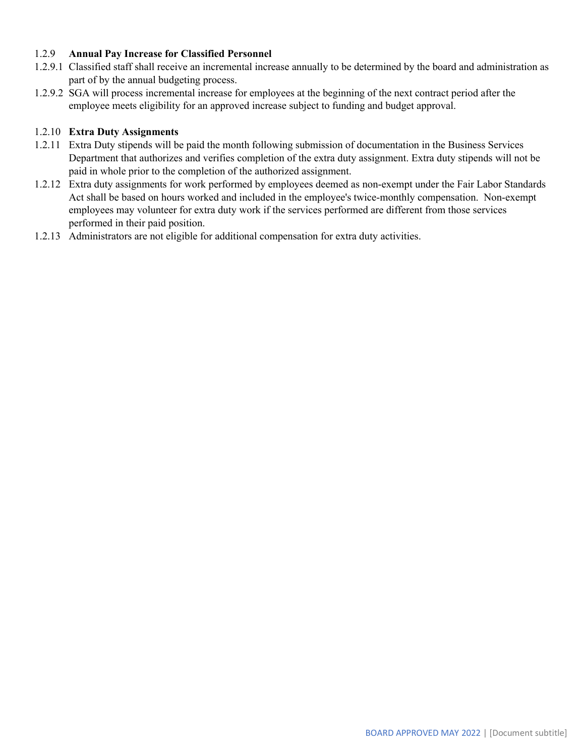1.2.9 **Annual Pay Increase for Classified Personnel**

1.2.9.1 Classified staff shall receive an incremental increase annually to be determined by the board and administration as part of by the annual budgeting process.

1.2.9.2 SGA will process incremental increase for employees at the beginning of the next contract period after the employee meets eligibility for an approved increase subject to funding and budget approval.

1.2.10 **Extra Duty Assignments**

1.2.11 Extra Duty stipends will be paid the month following submission of documentation in the Business Services Department that authorizes and verifies completion of the extra duty assignment. Extra duty stipends will not be paid in whole prior to the completion of the authorized assignment.

1.2.12 Extra duty assignments for work performed by employees deemed as non-exempt under the Fair Labor Standards Act shall be based on hours worked and included in the employee's twice-monthly compensation. Non-exempt employees may volunteer for extra duty work if the services performed are different from those services performed in their paid position.

1.2.13 Administrators are not eligible for additional compensation for extra duty activities.